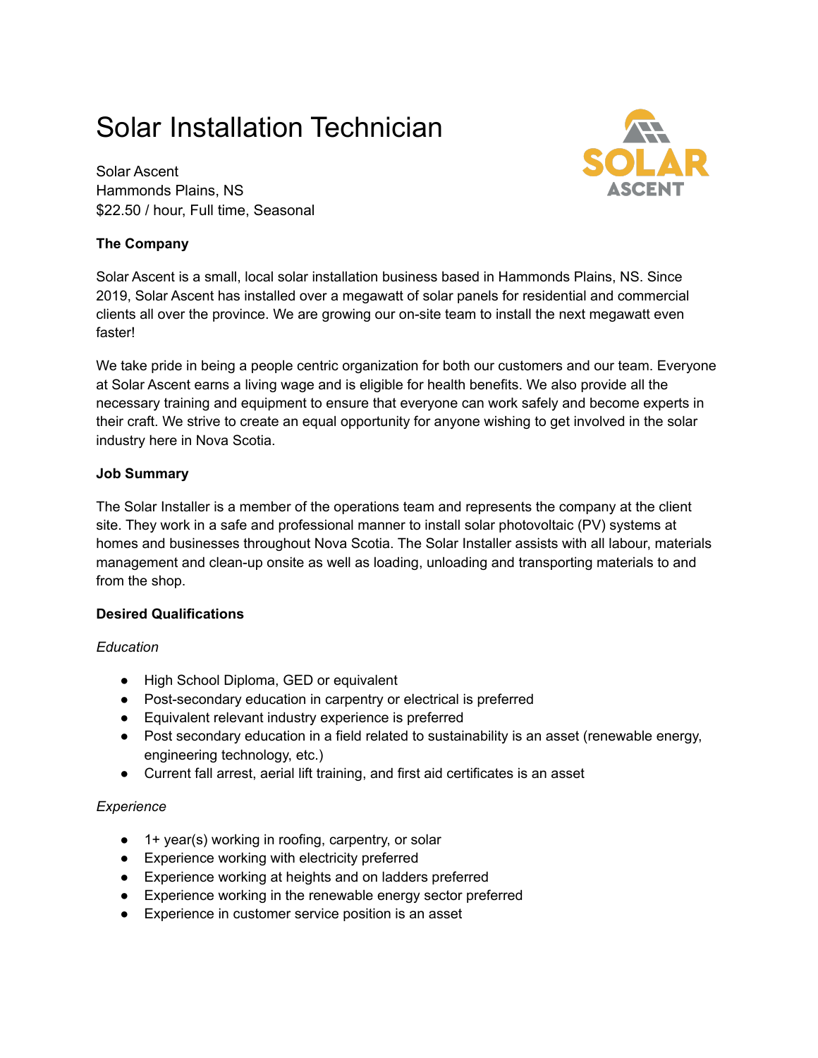# Solar Installation Technician

Solar Ascent
Hammonds Plains, NS
$22.50 / hour, Full time, Seasonal

**The Company**

Solar Ascent is a small, local solar installation business based in Hammonds Plains, NS. Since 2019, Solar Ascent has installed over a megawatt of solar panels for residential and commercial clients all over the province. We are growing our on-site team to install the next megawatt even faster!

We take pride in being a people centric organization for both our customers and our team. Everyone at Solar Ascent earns a living wage and is eligible for health benefits. We also provide all the necessary training and equipment to ensure that everyone can work safely and become experts in their craft. We strive to create an equal opportunity for anyone wishing to get involved in the solar industry here in Nova Scotia.

**Job Summary**

The Solar Installer is a member of the operations team and represents the company at the client site. They work in a safe and professional manner to install solar photovoltaic (PV) systems at homes and businesses throughout Nova Scotia. The Solar Installer assists with all labour, materials management and clean-up onsite as well as loading, unloading and transporting materials to and from the shop.

**Desired Qualifications**

*Education*

- High School Diploma, GED or equivalent
- Post-secondary education in carpentry or electrical is preferred
- Equivalent relevant industry experience is preferred
- Post secondary education in a field related to sustainability is an asset (renewable energy, engineering technology, etc.)
- Current fall arrest, aerial lift training, and first aid certificates is an asset

*Experience*

- 1+ year(s) working in roofing, carpentry, or solar
- Experience working with electricity preferred
- Experience working at heights and on ladders preferred
- Experience working in the renewable energy sector preferred
- Experience in customer service position is an asset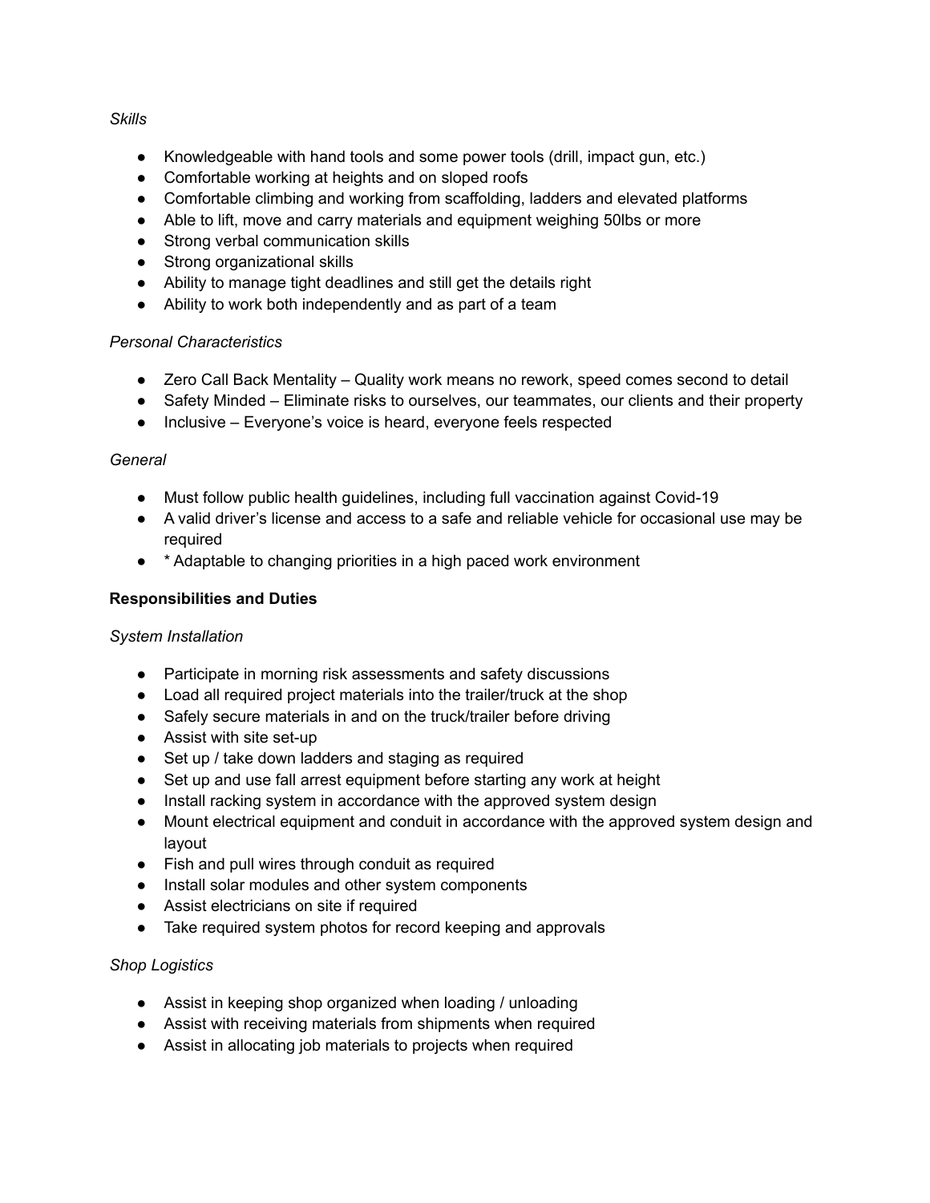*Skills*

- Knowledgeable with hand tools and some power tools (drill, impact gun, etc.)
- Comfortable working at heights and on sloped roofs
- Comfortable climbing and working from scaffolding, ladders and elevated platforms
- Able to lift, move and carry materials and equipment weighing 50lbs or more
- Strong verbal communication skills
- Strong organizational skills
- Ability to manage tight deadlines and still get the details right
- Ability to work both independently and as part of a team

*Personal Characteristics*

- Zero Call Back Mentality – Quality work means no rework, speed comes second to detail
- Safety Minded – Eliminate risks to ourselves, our teammates, our clients and their property
- Inclusive – Everyone's voice is heard, everyone feels respected

*General*

- Must follow public health guidelines, including full vaccination against Covid-19
- A valid driver's license and access to a safe and reliable vehicle for occasional use may be required
- * Adaptable to changing priorities in a high paced work environment

**Responsibilities and Duties**

*System Installation*

- Participate in morning risk assessments and safety discussions
- Load all required project materials into the trailer/truck at the shop
- Safely secure materials in and on the truck/trailer before driving
- Assist with site set-up
- Set up / take down ladders and staging as required
- Set up and use fall arrest equipment before starting any work at height
- Install racking system in accordance with the approved system design
- Mount electrical equipment and conduit in accordance with the approved system design and layout
- Fish and pull wires through conduit as required
- Install solar modules and other system components
- Assist electricians on site if required
- Take required system photos for record keeping and approvals

*Shop Logistics*

- Assist in keeping shop organized when loading / unloading
- Assist with receiving materials from shipments when required
- Assist in allocating job materials to projects when required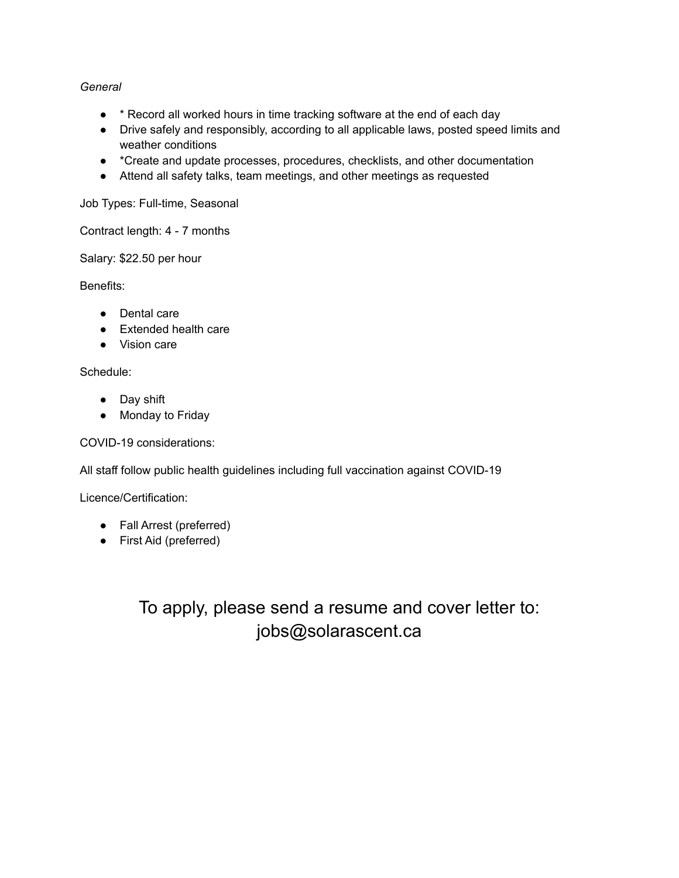*General*

- * Record all worked hours in time tracking software at the end of each day
- Drive safely and responsibly, according to all applicable laws, posted speed limits and weather conditions
- *Create and update processes, procedures, checklists, and other documentation
- Attend all safety talks, team meetings, and other meetings as requested

Job Types: Full-time, Seasonal

Contract length: 4 - 7 months

Salary: $22.50 per hour

Benefits:

- Dental care
- Extended health care
- Vision care

Schedule:

- Day shift
- Monday to Friday

COVID-19 considerations:

All staff follow public health guidelines including full vaccination against COVID-19

Licence/Certification:

- Fall Arrest (preferred)
- First Aid (preferred)

## To apply, please send a resume and cover letter to: jobs@solarascent.ca